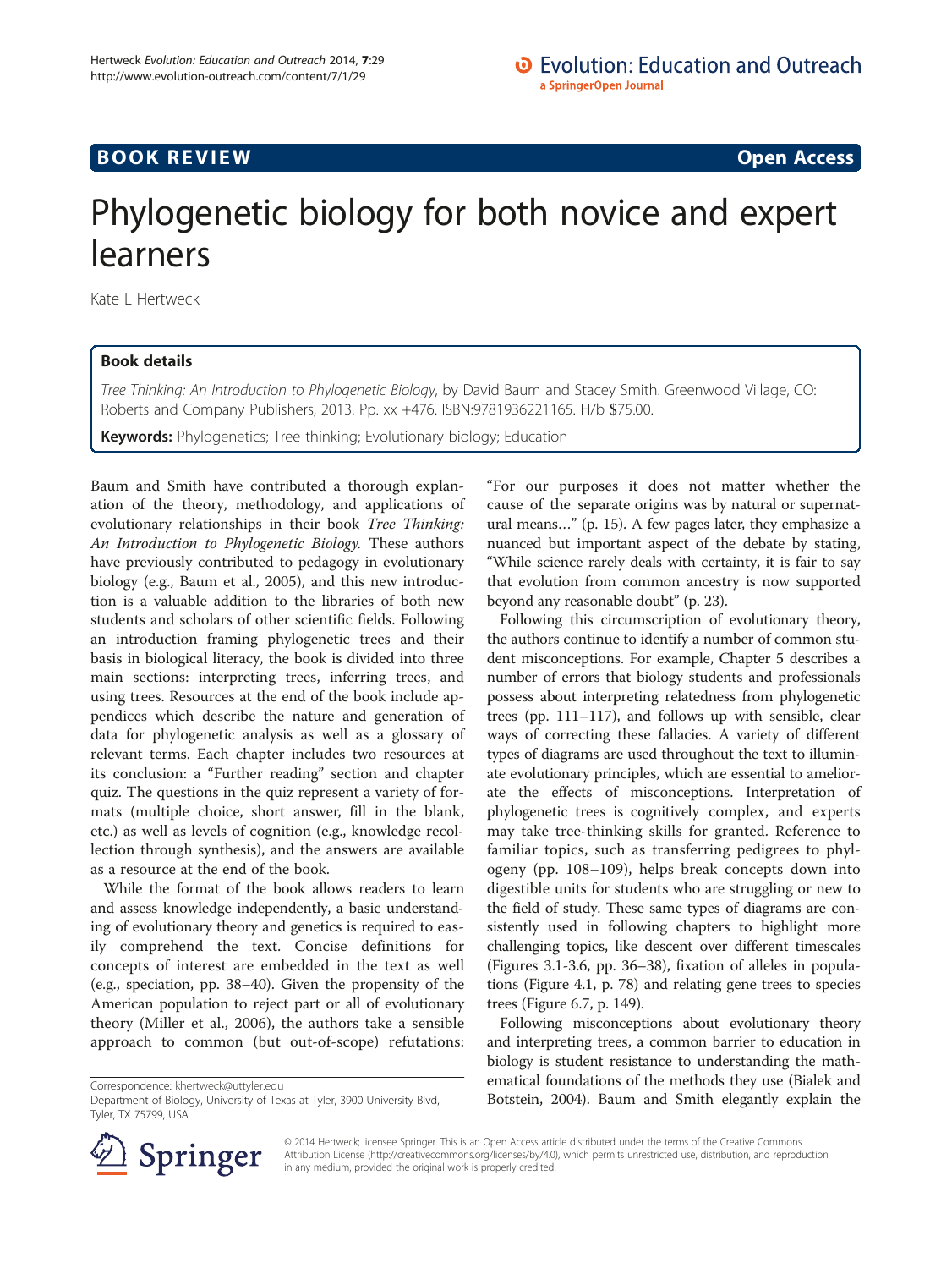**BOOK REVIEW** **Open Access**

# Phylogenetic biology for both novice and expert learners

Kate L Hertweck

**Book details**

*Tree Thinking: An Introduction to Phylogenetic Biology*, by David Baum and Stacey Smith. Greenwood Village, CO: Roberts and Company Publishers, 2013. Pp. xx +476. ISBN:9781936221165. H/b $75.00.

**Keywords:** Phylogenetics; Tree thinking; Evolutionary biology; Education

Baum and Smith have contributed a thorough explanation of the theory, methodology, and applications of evolutionary relationships in their book *Tree Thinking: An Introduction to Phylogenetic Biology.* These authors have previously contributed to pedagogy in evolutionary biology (e.g., Baum et al., 2005), and this new introduction is a valuable addition to the libraries of both new students and scholars of other scientific fields. Following an introduction framing phylogenetic trees and their basis in biological literacy, the book is divided into three main sections: interpreting trees, inferring trees, and using trees. Resources at the end of the book include appendices which describe the nature and generation of data for phylogenetic analysis as well as a glossary of relevant terms. Each chapter includes two resources at its conclusion: a "Further reading" section and chapter quiz. The questions in the quiz represent a variety of formats (multiple choice, short answer, fill in the blank, etc.) as well as levels of cognition (e.g., knowledge recollection through synthesis), and the answers are available as a resource at the end of the book.

While the format of the book allows readers to learn and assess knowledge independently, a basic understanding of evolutionary theory and genetics is required to easily comprehend the text. Concise definitions for concepts of interest are embedded in the text as well (e.g., speciation, pp. 38–40). Given the propensity of the American population to reject part or all of evolutionary theory (Miller et al., 2006), the authors take a sensible approach to common (but out-of-scope) refutations: "For our purposes it does not matter whether the cause of the separate origins was by natural or supernatural means…" (p. 15). A few pages later, they emphasize a nuanced but important aspect of the debate by stating, "While science rarely deals with certainty, it is fair to say that evolution from common ancestry is now supported beyond any reasonable doubt" (p. 23).

Following this circumscription of evolutionary theory, the authors continue to identify a number of common student misconceptions. For example, Chapter 5 describes a number of errors that biology students and professionals possess about interpreting relatedness from phylogenetic trees (pp. 111–117), and follows up with sensible, clear ways of correcting these fallacies. A variety of different types of diagrams are used throughout the text to illuminate evolutionary principles, which are essential to ameliorate the effects of misconceptions. Interpretation of phylogenetic trees is cognitively complex, and experts may take tree-thinking skills for granted. Reference to familiar topics, such as transferring pedigrees to phylogeny (pp. 108–109), helps break concepts down into digestible units for students who are struggling or new to the field of study. These same types of diagrams are consistently used in following chapters to highlight more challenging topics, like descent over different timescales (Figures 3.1-3.6, pp. 36–38), fixation of alleles in populations (Figure 4.1, p. 78) and relating gene trees to species trees (Figure 6.7, p. 149).

Following misconceptions about evolutionary theory and interpreting trees, a common barrier to education in biology is student resistance to understanding the mathematical foundations of the methods they use (Bialek and Botstein, 2004). Baum and Smith elegantly explain the

Correspondence: khertweck@uttyler.edu
Department of Biology, University of Texas at Tyler, 3900 University Blvd, Tyler, TX 75799, USA

© 2014 Hertweck; licensee Springer. This is an Open Access article distributed under the terms of the Creative Commons Attribution License (http://creativecommons.org/licenses/by/4.0), which permits unrestricted use, distribution, and reproduction in any medium, provided the original work is properly credited.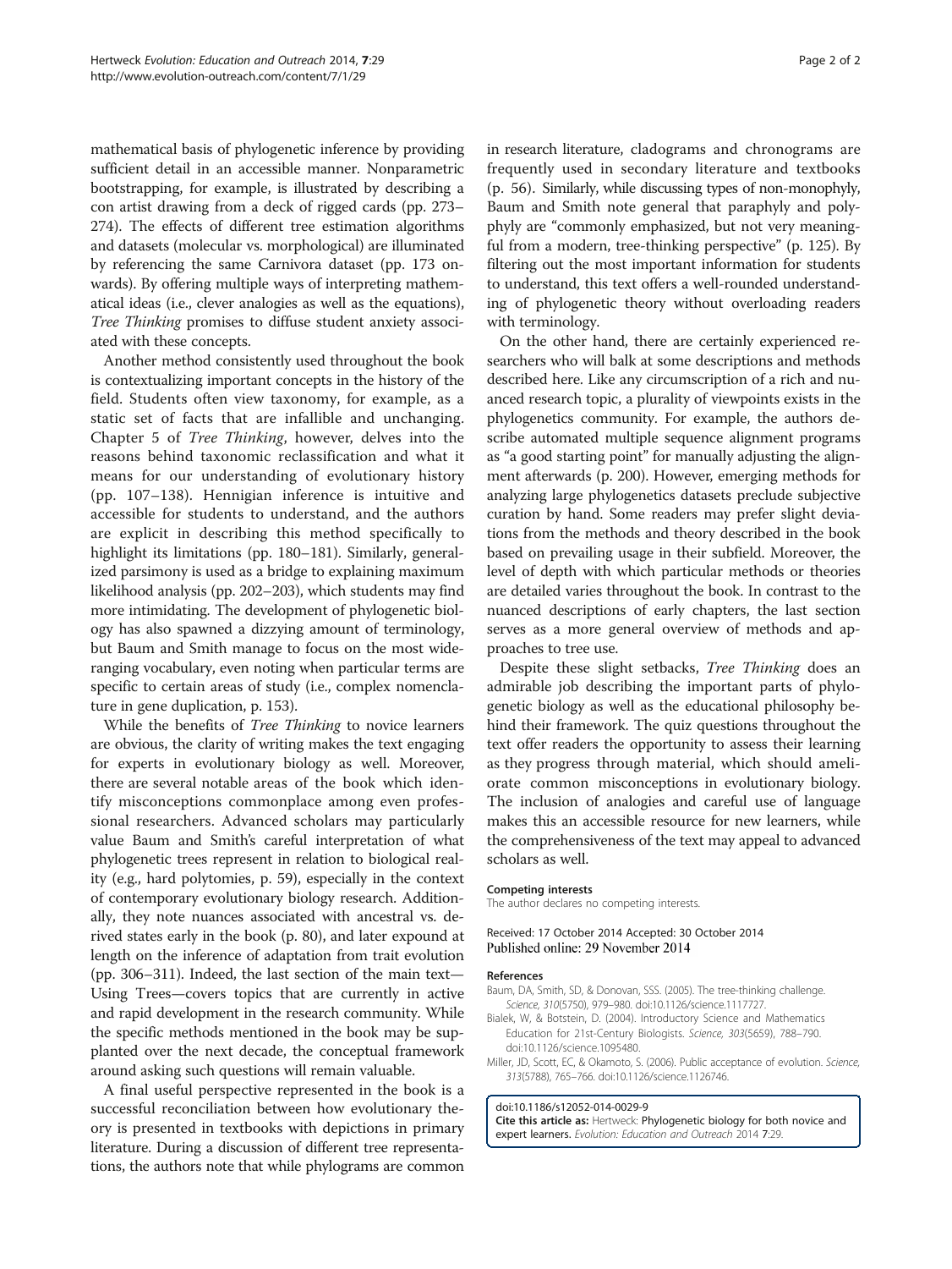mathematical basis of phylogenetic inference by providing sufficient detail in an accessible manner. Nonparametric bootstrapping, for example, is illustrated by describing a con artist drawing from a deck of rigged cards (pp. 273–274). The effects of different tree estimation algorithms and datasets (molecular vs. morphological) are illuminated by referencing the same Carnivora dataset (pp. 173 onwards). By offering multiple ways of interpreting mathematical ideas (i.e., clever analogies as well as the equations), *Tree Thinking* promises to diffuse student anxiety associated with these concepts.

Another method consistently used throughout the book is contextualizing important concepts in the history of the field. Students often view taxonomy, for example, as a static set of facts that are infallible and unchanging. Chapter 5 of *Tree Thinking*, however, delves into the reasons behind taxonomic reclassification and what it means for our understanding of evolutionary history (pp. 107–138). Hennigian inference is intuitive and accessible for students to understand, and the authors are explicit in describing this method specifically to highlight its limitations (pp. 180–181). Similarly, generalized parsimony is used as a bridge to explaining maximum likelihood analysis (pp. 202–203), which students may find more intimidating. The development of phylogenetic biology has also spawned a dizzying amount of terminology, but Baum and Smith manage to focus on the most wide-ranging vocabulary, even noting when particular terms are specific to certain areas of study (i.e., complex nomenclature in gene duplication, p. 153).

While the benefits of *Tree Thinking* to novice learners are obvious, the clarity of writing makes the text engaging for experts in evolutionary biology as well. Moreover, there are several notable areas of the book which identify misconceptions commonplace among even professional researchers. Advanced scholars may particularly value Baum and Smith's careful interpretation of what phylogenetic trees represent in relation to biological reality (e.g., hard polytomies, p. 59), especially in the context of contemporary evolutionary biology research. Additionally, they note nuances associated with ancestral vs. derived states early in the book (p. 80), and later expound at length on the inference of adaptation from trait evolution (pp. 306–311). Indeed, the last section of the main text—Using Trees—covers topics that are currently in active and rapid development in the research community. While the specific methods mentioned in the book may be supplanted over the next decade, the conceptual framework around asking such questions will remain valuable.

A final useful perspective represented in the book is a successful reconciliation between how evolutionary theory is presented in textbooks with depictions in primary literature. During a discussion of different tree representations, the authors note that while phylograms are common in research literature, cladograms and chronograms are frequently used in secondary literature and textbooks (p. 56). Similarly, while discussing types of non-monophyly, Baum and Smith note general that paraphyly and polyphyly are "commonly emphasized, but not very meaningful from a modern, tree-thinking perspective" (p. 125). By filtering out the most important information for students to understand, this text offers a well-rounded understanding of phylogenetic theory without overloading readers with terminology.

On the other hand, there are certainly experienced researchers who will balk at some descriptions and methods described here. Like any circumscription of a rich and nuanced research topic, a plurality of viewpoints exists in the phylogenetics community. For example, the authors describe automated multiple sequence alignment programs as "a good starting point" for manually adjusting the alignment afterwards (p. 200). However, emerging methods for analyzing large phylogenetics datasets preclude subjective curation by hand. Some readers may prefer slight deviations from the methods and theory described in the book based on prevailing usage in their subfield. Moreover, the level of depth with which particular methods or theories are detailed varies throughout the book. In contrast to the nuanced descriptions of early chapters, the last section serves as a more general overview of methods and approaches to tree use.

Despite these slight setbacks, *Tree Thinking* does an admirable job describing the important parts of phylogenetic biology as well as the educational philosophy behind their framework. The quiz questions throughout the text offer readers the opportunity to assess their learning as they progress through material, which should ameliorate common misconceptions in evolutionary biology. The inclusion of analogies and careful use of language makes this an accessible resource for new learners, while the comprehensiveness of the text may appeal to advanced scholars as well.

#### Competing interests

The author declares no competing interests.

Received: 17 October 2014 Accepted: 30 October 2014
Published online: 29 November 2014

#### References

Baum, DA, Smith, SD, & Donovan, SSS. (2005). The tree-thinking challenge. *Science, 310*(5750), 979–980. doi:10.1126/science.1117727.

Bialek, W, & Botstein, D. (2004). Introductory Science and Mathematics Education for 21st-Century Biologists. *Science, 303*(5659), 788–790. doi:10.1126/science.1095480.

Miller, JD, Scott, EC, & Okamoto, S. (2006). Public acceptance of evolution. *Science, 313*(5788), 765–766. doi:10.1126/science.1126746.

doi:10.1186/s12052-014-0029-9
**Cite this article as:** Hertweck: Phylogenetic biology for both novice and expert learners. *Evolution: Education and Outreach* 2014 **7**:29.